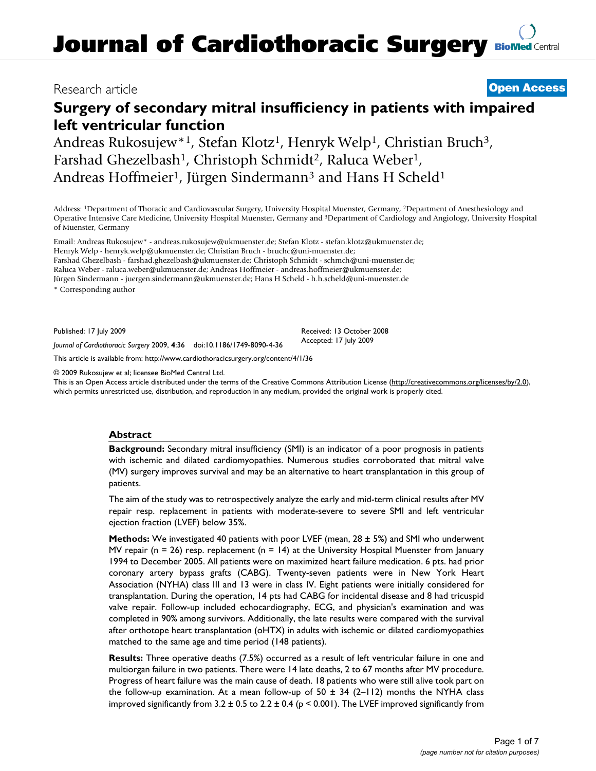# Surgery of secondary mitral insufficiency in patients with impaired left ventricular function

Research article

**Open Access**

Andreas Rukosujew*[1], Stefan Klotz[1], Henryk Welp[1], Christian Bruch[3], Farshad Ghezelbash[1], Christoph Schmidt[2], Raluca Weber[1], Andreas Hoffmeier[1], Jürgen Sindermann[3] and Hans H Scheld[1]

Address: [1]Department of Thoracic and Cardiovascular Surgery, University Hospital Muenster, Germany, [2]Department of Anesthesiology and Operative Intensive Care Medicine, University Hospital Muenster, Germany and [3]Department of Cardiology and Angiology, University Hospital of Muenster, Germany

Email: Andreas Rukosujew* - andreas.rukosujew@ukmuenster.de; Stefan Klotz - stefan.klotz@ukmuenster.de; Henryk Welp - henryk.welp@ukmuenster.de; Christian Bruch - bruchc@uni-muenster.de; Farshad Ghezelbash - farshad.ghezelbash@ukmuenster.de; Christoph Schmidt - schmch@uni-muenster.de; Raluca Weber - raluca.weber@ukmuenster.de; Andreas Hoffmeier - andreas.hoffmeier@ukmuenster.de; Jürgen Sindermann - juergen.sindermann@ukmuenster.de; Hans H Scheld - h.h.scheld@uni-muenster.de

\* Corresponding author

Published: 17 July 2009

*Journal of Cardiothoracic Surgery* 2009, **4**:36 doi:10.1186/1749-8090-4-36

Received: 13 October 2008
Accepted: 17 July 2009

This article is available from: http://www.cardiothoracicsurgery.org/content/4/1/36

© 2009 Rukosujew et al; licensee BioMed Central Ltd.
This is an Open Access article distributed under the terms of the Creative Commons Attribution License (http://creativecommons.org/licenses/by/2.0), which permits unrestricted use, distribution, and reproduction in any medium, provided the original work is properly cited.

## Abstract

**Background:** Secondary mitral insufficiency (SMI) is an indicator of a poor prognosis in patients with ischemic and dilated cardiomyopathies. Numerous studies corroborated that mitral valve (MV) surgery improves survival and may be an alternative to heart transplantation in this group of patients.

The aim of the study was to retrospectively analyze the early and mid-term clinical results after MV repair resp. replacement in patients with moderate-severe to severe SMI and left ventricular ejection fraction (LVEF) below 35%.

**Methods:** We investigated 40 patients with poor LVEF (mean, 28 ± 5%) and SMI who underwent MV repair (n = 26) resp. replacement (n = 14) at the University Hospital Muenster from January 1994 to December 2005. All patients were on maximized heart failure medication. 6 pts. had prior coronary artery bypass grafts (CABG). Twenty-seven patients were in New York Heart Association (NYHA) class III and 13 were in class IV. Eight patients were initially considered for transplantation. During the operation, 14 pts had CABG for incidental disease and 8 had tricuspid valve repair. Follow-up included echocardiography, ECG, and physician's examination and was completed in 90% among survivors. Additionally, the late results were compared with the survival after orthotope heart transplantation (oHTX) in adults with ischemic or dilated cardiomyopathies matched to the same age and time period (148 patients).

**Results:** Three operative deaths (7.5%) occurred as a result of left ventricular failure in one and multiorgan failure in two patients. There were 14 late deaths, 2 to 67 months after MV procedure. Progress of heart failure was the main cause of death. 18 patients who were still alive took part on the follow-up examination. At a mean follow-up of 50 ± 34 (2–112) months the NYHA class improved significantly from 3.2 ± 0.5 to 2.2 ± 0.4 ($p < 0.001$). The LVEF improved significantly from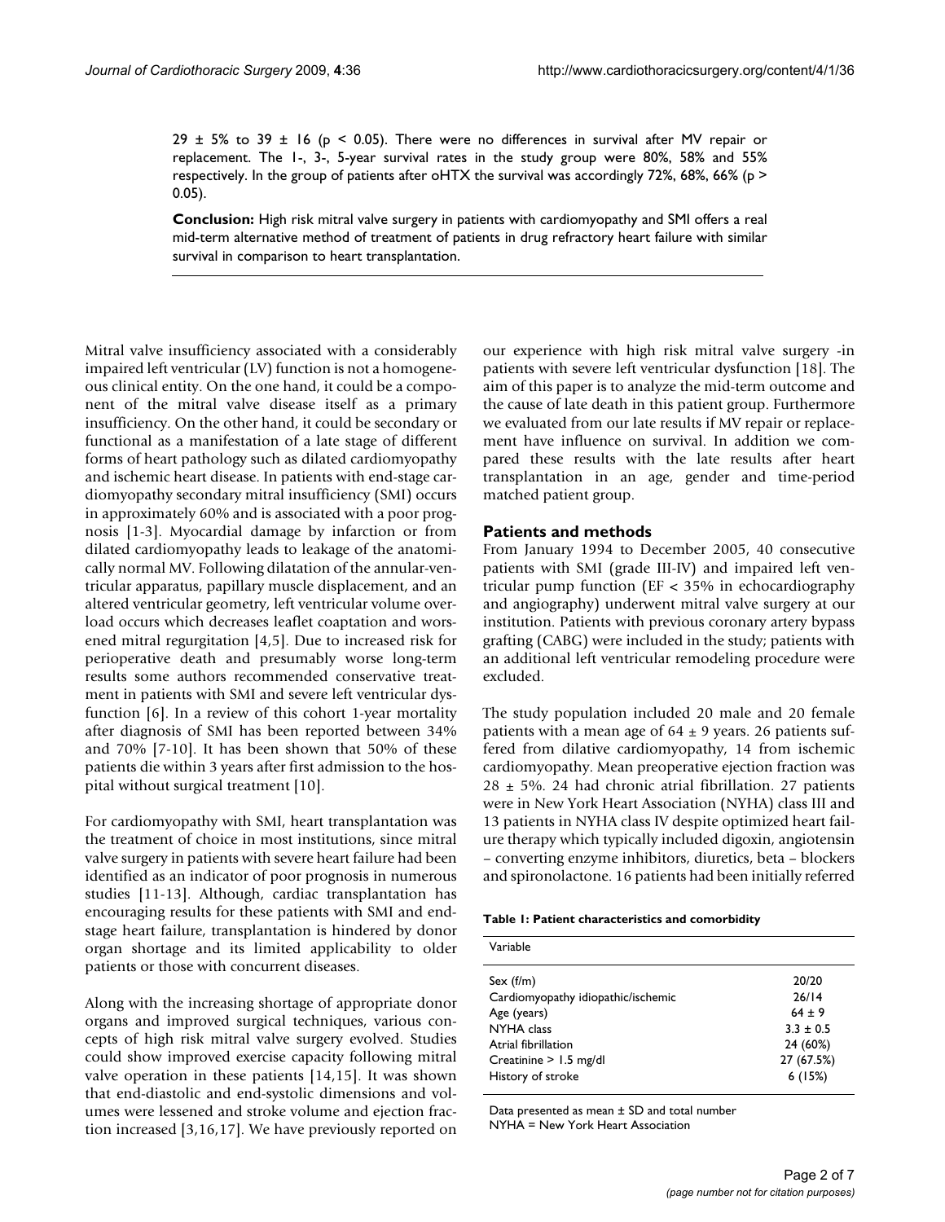$29 \pm 5\%$ to $39 \pm 16$ ($p < 0.05$). There were no differences in survival after MV repair or replacement. The 1-, 3-, 5-year survival rates in the study group were 80%, 58% and 55% respectively. In the group of patients after oHTX the survival was accordingly 72%, 68%, 66% ($p > 0.05$).

**Conclusion:** High risk mitral valve surgery in patients with cardiomyopathy and SMI offers a real mid-term alternative method of treatment of patients in drug refractory heart failure with similar survival in comparison to heart transplantation.

Mitral valve insufficiency associated with a considerably impaired left ventricular (LV) function is not a homogeneous clinical entity. On the one hand, it could be a component of the mitral valve disease itself as a primary insufficiency. On the other hand, it could be secondary or functional as a manifestation of a late stage of different forms of heart pathology such as dilated cardiomyopathy and ischemic heart disease. In patients with end-stage cardiomyopathy secondary mitral insufficiency (SMI) occurs in approximately 60% and is associated with a poor prognosis [1-3]. Myocardial damage by infarction or from dilated cardiomyopathy leads to leakage of the anatomically normal MV. Following dilatation of the annular-ventricular apparatus, papillary muscle displacement, and an altered ventricular geometry, left ventricular volume overload occurs which decreases leaflet coaptation and worsened mitral regurgitation [4,5]. Due to increased risk for perioperative death and presumably worse long-term results some authors recommended conservative treatment in patients with SMI and severe left ventricular dysfunction [6]. In a review of this cohort 1-year mortality after diagnosis of SMI has been reported between 34% and 70% [7-10]. It has been shown that 50% of these patients die within 3 years after first admission to the hospital without surgical treatment [10].

For cardiomyopathy with SMI, heart transplantation was the treatment of choice in most institutions, since mitral valve surgery in patients with severe heart failure had been identified as an indicator of poor prognosis in numerous studies [11-13]. Although, cardiac transplantation has encouraging results for these patients with SMI and end-stage heart failure, transplantation is hindered by donor organ shortage and its limited applicability to older patients or those with concurrent diseases.

Along with the increasing shortage of appropriate donor organs and improved surgical techniques, various concepts of high risk mitral valve surgery evolved. Studies could show improved exercise capacity following mitral valve operation in these patients [14,15]. It was shown that end-diastolic and end-systolic dimensions and volumes were lessened and stroke volume and ejection fraction increased [3,16,17]. We have previously reported on our experience with high risk mitral valve surgery -in patients with severe left ventricular dysfunction [18]. The aim of this paper is to analyze the mid-term outcome and the cause of late death in this patient group. Furthermore we evaluated from our late results if MV repair or replacement have influence on survival. In addition we compared these results with the late results after heart transplantation in an age, gender and time-period matched patient group.

## Patients and methods

From January 1994 to December 2005, 40 consecutive patients with SMI (grade III-IV) and impaired left ventricular pump function (EF < 35% in echocardiography and angiography) underwent mitral valve surgery at our institution. Patients with previous coronary artery bypass grafting (CABG) were included in the study; patients with an additional left ventricular remodeling procedure were excluded.

The study population included 20 male and 20 female patients with a mean age of $64 \pm 9$ years. 26 patients suffered from dilative cardiomyopathy, 14 from ischemic cardiomyopathy. Mean preoperative ejection fraction was $28 \pm 5\%$. 24 had chronic atrial fibrillation. 27 patients were in New York Heart Association (NYHA) class III and 13 patients in NYHA class IV despite optimized heart failure therapy which typically included digoxin, angiotensin – converting enzyme inhibitors, diuretics, beta – blockers and spironolactone. 16 patients had been initially referred

**Table 1: Patient characteristics and comorbidity**

| Variable | |
|---|---|
| Sex (f/m) | 20/20 |
| Cardiomyopathy idiopathic/ischemic | 26/14 |
| Age (years) | $64 \pm 9$ |
| NYHA class | $3.3 \pm 0.5$ |
| Atrial fibrillation | 24 (60%) |
| Creatinine > 1.5 mg/dl | 27 (67.5%) |
| History of stroke | 6 (15%) |

Data presented as mean ± SD and total number
NYHA = New York Heart Association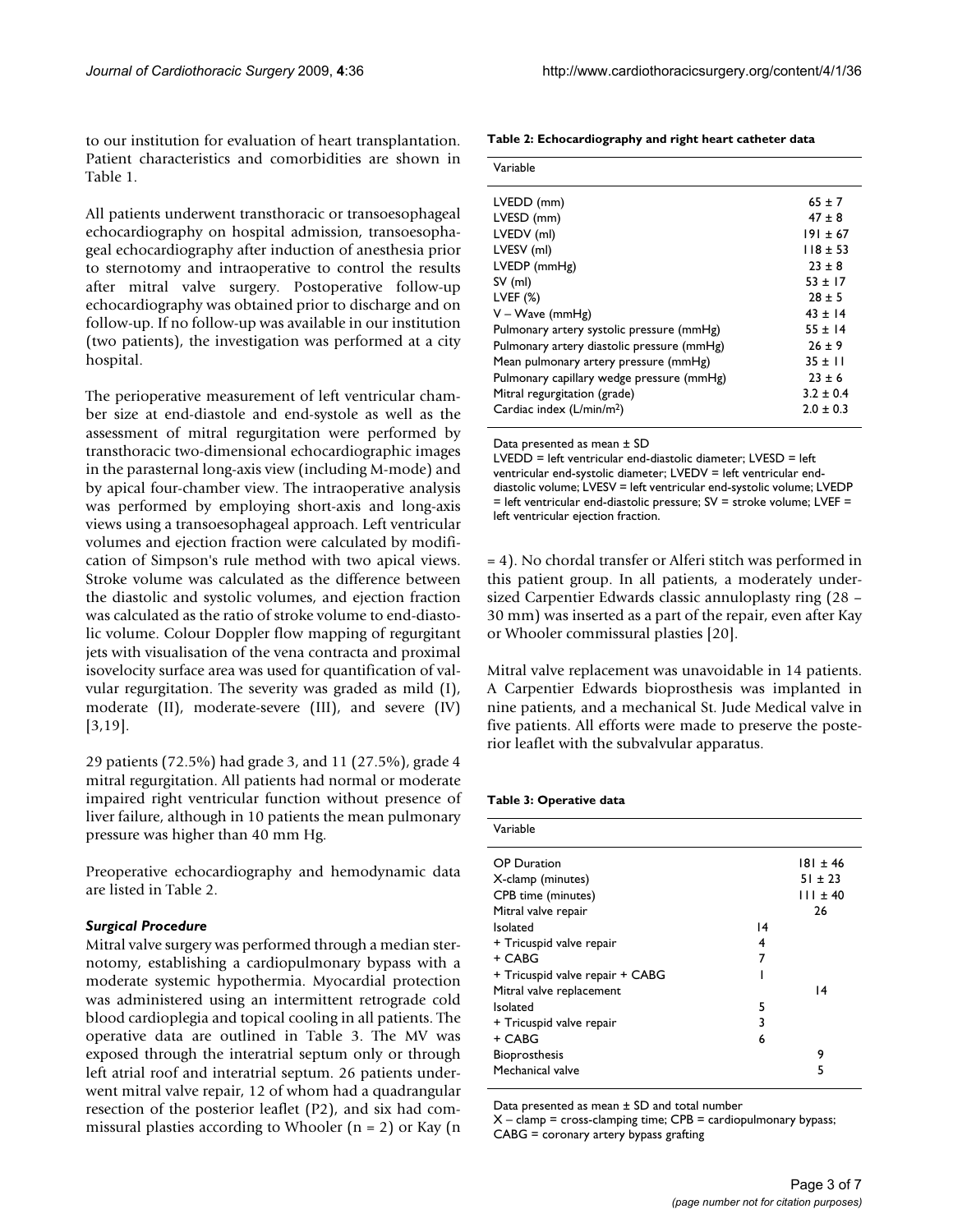to our institution for evaluation of heart transplantation. Patient characteristics and comorbidities are shown in Table 1.

All patients underwent transthoracic or transoesophageal echocardiography on hospital admission, transoesophageal echocardiography after induction of anesthesia prior to sternotomy and intraoperative to control the results after mitral valve surgery. Postoperative follow-up echocardiography was obtained prior to discharge and on follow-up. If no follow-up was available in our institution (two patients), the investigation was performed at a city hospital.

The perioperative measurement of left ventricular chamber size at end-diastole and end-systole as well as the assessment of mitral regurgitation were performed by transthoracic two-dimensional echocardiographic images in the parasternal long-axis view (including M-mode) and by apical four-chamber view. The intraoperative analysis was performed by employing short-axis and long-axis views using a transoesophageal approach. Left ventricular volumes and ejection fraction were calculated by modification of Simpson's rule method with two apical views. Stroke volume was calculated as the difference between the diastolic and systolic volumes, and ejection fraction was calculated as the ratio of stroke volume to end-diastolic volume. Colour Doppler flow mapping of regurgitant jets with visualisation of the vena contracta and proximal isovelocity surface area was used for quantification of valvular regurgitation. The severity was graded as mild (I), moderate (II), moderate-severe (III), and severe (IV) [3,19].

29 patients (72.5%) had grade 3, and 11 (27.5%), grade 4 mitral regurgitation. All patients had normal or moderate impaired right ventricular function without presence of liver failure, although in 10 patients the mean pulmonary pressure was higher than 40 mm Hg.

Preoperative echocardiography and hemodynamic data are listed in Table 2.

**Table 2: Echocardiography and right heart catheter data**

| Variable | |
|---|---|
| LVEDD (mm) | 65 ± 7 |
| LVESD (mm) | 47 ± 8 |
| LVEDV (ml) | 191 ± 67 |
| LVESV (ml) | 118 ± 53 |
| LVEDP (mmHg) | 23 ± 8 |
| SV (ml) | 53 ± 17 |
| LVEF (%) | 28 ± 5 |
| V – Wave (mmHg) | 43 ± 14 |
| Pulmonary artery systolic pressure (mmHg) | 55 ± 14 |
| Pulmonary artery diastolic pressure (mmHg) | 26 ± 9 |
| Mean pulmonary artery pressure (mmHg) | 35 ± 11 |
| Pulmonary capillary wedge pressure (mmHg) | 23 ± 6 |
| Mitral regurgitation (grade) | 3.2 ± 0.4 |
| Cardiac index (L/min/m$^2$) | 2.0 ± 0.3 |

Data presented as mean ± SD

LVEDD = left ventricular end-diastolic diameter; LVESD = left ventricular end-systolic diameter; LVEDV = left ventricular end-diastolic volume; LVESV = left ventricular end-systolic volume; LVEDP = left ventricular end-diastolic pressure; SV = stroke volume; LVEF = left ventricular ejection fraction.

### *Surgical Procedure*

Mitral valve surgery was performed through a median sternotomy, establishing a cardiopulmonary bypass with a moderate systemic hypothermia. Myocardial protection was administered using an intermittent retrograde cold blood cardioplegia and topical cooling in all patients. The operative data are outlined in Table 3. The MV was exposed through the interatrial septum only or through left atrial roof and interatrial septum. 26 patients underwent mitral valve repair, 12 of whom had a quadrangular resection of the posterior leaflet (P2), and six had commissural plasties according to Whooler (n = 2) or Kay (n = 4). No chordal transfer or Alferi stitch was performed in this patient group. In all patients, a moderately undersized Carpentier Edwards classic annuloplasty ring (28 – 30 mm) was inserted as a part of the repair, even after Kay or Whooler commissural plasties [20].

Mitral valve replacement was unavoidable in 14 patients. A Carpentier Edwards bioprosthesis was implanted in nine patients, and a mechanical St. Jude Medical valve in five patients. All efforts were made to preserve the posterior leaflet with the subvalvular apparatus.

**Table 3: Operative data**

| Variable | | |
|---|---|---|
| OP Duration | | 181 ± 46 |
| X-clamp (minutes) | | 51 ± 23 |
| CPB time (minutes) | | 111 ± 40 |
| Mitral valve repair | | 26 |
| Isolated | 14 | |
| + Tricuspid valve repair | 4 | |
| + CABG | 7 | |
| + Tricuspid valve repair + CABG | 1 | |
| Mitral valve replacement | | 14 |
| Isolated | 5 | |
| + Tricuspid valve repair | 3 | |
| + CABG | 6 | |
| Bioprosthesis | | 9 |
| Mechanical valve | | 5 |

Data presented as mean ± SD and total number

X – clamp = cross-clamping time; CPB = cardiopulmonary bypass; CABG = coronary artery bypass grafting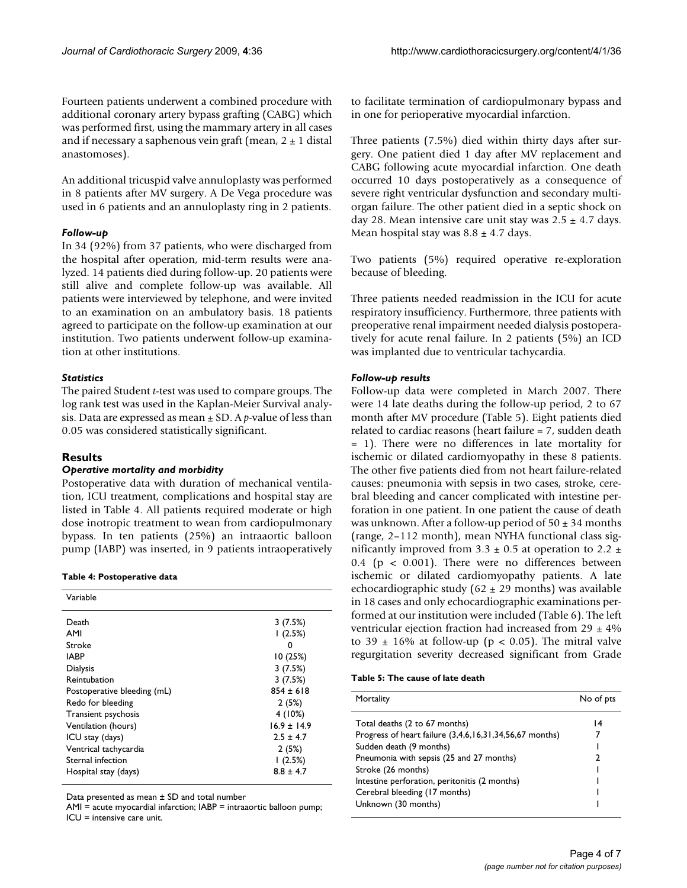Fourteen patients underwent a combined procedure with additional coronary artery bypass grafting (CABG) which was performed first, using the mammary artery in all cases and if necessary a saphenous vein graft (mean, 2 ± 1 distal anastomoses).

An additional tricuspid valve annuloplasty was performed in 8 patients after MV surgery. A De Vega procedure was used in 6 patients and an annuloplasty ring in 2 patients.

### *Follow-up*

In 34 (92%) from 37 patients, who were discharged from the hospital after operation, mid-term results were analyzed. 14 patients died during follow-up. 20 patients were still alive and complete follow-up was available. All patients were interviewed by telephone, and were invited to an examination on an ambulatory basis. 18 patients agreed to participate on the follow-up examination at our institution. Two patients underwent follow-up examination at other institutions.

### *Statistics*

The paired Student *t*-test was used to compare groups. The log rank test was used in the Kaplan-Meier Survival analysis. Data are expressed as mean ± SD. A *p*-value of less than 0.05 was considered statistically significant.

## Results

### *Operative mortality and morbidity*

Postoperative data with duration of mechanical ventilation, ICU treatment, complications and hospital stay are listed in Table 4. All patients required moderate or high dose inotropic treatment to wean from cardiopulmonary bypass. In ten patients (25%) an intraaortic balloon pump (IABP) was inserted, in 9 patients intraoperatively to facilitate termination of cardiopulmonary bypass and in one for perioperative myocardial infarction.

**Table 4: Postoperative data**

| Variable | |
|---|---|
| Death | 3 (7.5%) |
| AMI | 1 (2.5%) |
| Stroke | 0 |
| IABP | 10 (25%) |
| Dialysis | 3 (7.5%) |
| Reintubation | 3 (7.5%) |
| Postoperative bleeding (mL) | 854 ± 618 |
| Redo for bleeding | 2 (5%) |
| Transient psychosis | 4 (10%) |
| Ventilation (hours) | 16.9 ± 14.9 |
| ICU stay (days) | 2.5 ± 4.7 |
| Ventrical tachycardia | 2 (5%) |
| Sternal infection | 1 (2.5%) |
| Hospital stay (days) | 8.8 ± 4.7 |

Data presented as mean ± SD and total number

AMI = acute myocardial infarction; IABP = intraaortic balloon pump; ICU = intensive care unit.

Three patients (7.5%) died within thirty days after surgery. One patient died 1 day after MV replacement and CABG following acute myocardial infarction. One death occurred 10 days postoperatively as a consequence of severe right ventricular dysfunction and secondary multi-organ failure. The other patient died in a septic shock on day 28. Mean intensive care unit stay was 2.5 ± 4.7 days. Mean hospital stay was 8.8 ± 4.7 days.

Two patients (5%) required operative re-exploration because of bleeding.

Three patients needed readmission in the ICU for acute respiratory insufficiency. Furthermore, three patients with preoperative renal impairment needed dialysis postoperatively for acute renal failure. In 2 patients (5%) an ICD was implanted due to ventricular tachycardia.

### *Follow-up results*

Follow-up data were completed in March 2007. There were 14 late deaths during the follow-up period, 2 to 67 month after MV procedure (Table 5). Eight patients died related to cardiac reasons (heart failure = 7, sudden death = 1). There were no differences in late mortality for ischemic or dilated cardiomyopathy in these 8 patients. The other five patients died from not heart failure-related causes: pneumonia with sepsis in two cases, stroke, cerebral bleeding and cancer complicated with intestine perforation in one patient. In one patient the cause of death was unknown. After a follow-up period of 50 ± 34 months (range, 2–112 month), mean NYHA functional class significantly improved from 3.3 ± 0.5 at operation to 2.2 ± 0.4 ($p < 0.001$). There were no differences between ischemic or dilated cardiomyopathy patients. A late echocardiographic study (62 ± 29 months) was available in 18 cases and only echocardiographic examinations performed at our institution were included (Table 6). The left ventricular ejection fraction had increased from 29 ± 4% to 39 ± 16% at follow-up ($p < 0.05$). The mitral valve regurgitation severity decreased significant from Grade

**Table 5: The cause of late death**

| Mortality | No of pts |
|---|---|
| Total deaths (2 to 67 months) | 14 |
| Progress of heart failure (3,4,6,16,31,34,56,67 months) | 7 |
| Sudden death (9 months) | 1 |
| Pneumonia with sepsis (25 and 27 months) | 2 |
| Stroke (26 months) | 1 |
| Intestine perforation, peritonitis (2 months) | 1 |
| Cerebral bleeding (17 months) | 1 |
| Unknown (30 months) | 1 |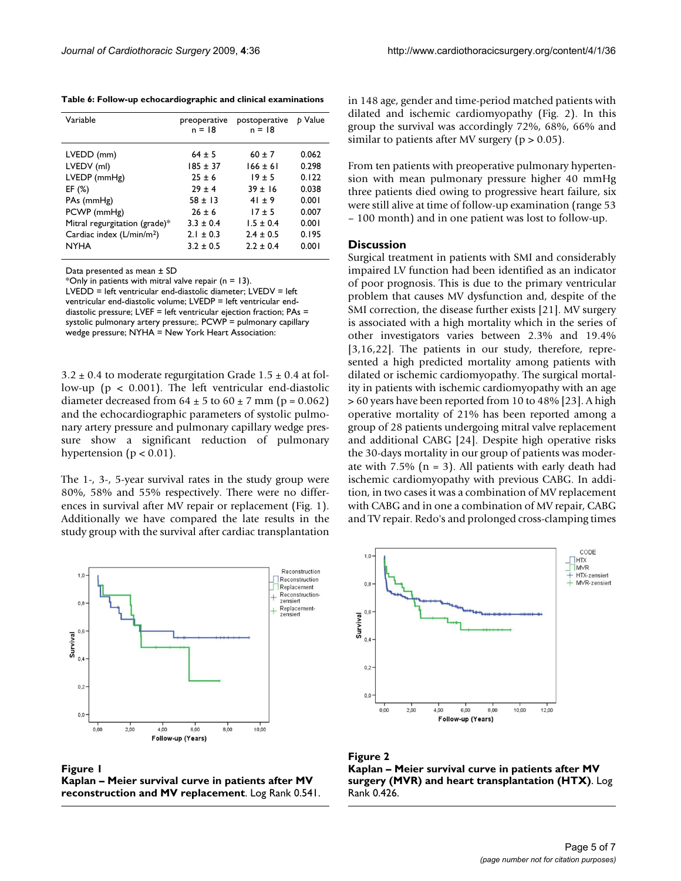**Table 6: Follow-up echocardiographic and clinical examinations**

| Variable | preoperative n = 18 | postoperative n = 18 | p Value |
|---|---|---|---|
| LVEDD (mm) | 64 ± 5 | 60 ± 7 | 0.062 |
| LVEDV (ml) | 185 ± 37 | 166 ± 61 | 0.298 |
| LVEDP (mmHg) | 25 ± 6 | 19 ± 5 | 0.122 |
| EF (%) | 29 ± 4 | 39 ± 16 | 0.038 |
| PAs (mmHg) | 58 ± 13 | 41 ± 9 | 0.001 |
| PCWP (mmHg) | 26 ± 6 | 17 ± 5 | 0.007 |
| Mitral regurgitation (grade)* | 3.3 ± 0.4 | 1.5 ± 0.4 | 0.001 |
| Cardiac index (L/min/m$^2$) | 2.1 ± 0.3 | 2.4 ± 0.5 | 0.195 |
| NYHA | 3.2 ± 0.5 | 2.2 ± 0.4 | 0.001 |

Data presented as mean ± SD
*Only in patients with mitral valve repair (n = 13).
LVEDD = left ventricular end-diastolic diameter; LVEDV = left ventricular end-diastolic volume; LVEDP = left ventricular end-diastolic pressure; LVEF = left ventricular ejection fraction; PAs = systolic pulmonary artery pressure;. PCWP = pulmonary capillary wedge pressure; NYHA = New York Heart Association:

3.2 ± 0.4 to moderate regurgitation Grade 1.5 ± 0.4 at follow-up ($p < 0.001$). The left ventricular end-diastolic diameter decreased from 64 ± 5 to 60 ± 7 mm ($p = 0.062$) and the echocardiographic parameters of systolic pulmonary artery pressure and pulmonary capillary wedge pressure show a significant reduction of pulmonary hypertension ($p < 0.01$).

The 1-, 3-, 5-year survival rates in the study group were 80%, 58% and 55% respectively. There were no differences in survival after MV repair or replacement (Fig. 1). Additionally we have compared the late results in the study group with the survival after cardiac transplantation in 148 age, gender and time-period matched patients with dilated and ischemic cardiomyopathy (Fig. 2). In this group the survival was accordingly 72%, 68%, 66% and similar to patients after MV surgery ($p > 0.05$).

From ten patients with preoperative pulmonary hypertension with mean pulmonary pressure higher 40 mmHg three patients died owing to progressive heart failure, six were still alive at time of follow-up examination (range 53 – 100 month) and in one patient was lost to follow-up.

## Discussion

Surgical treatment in patients with SMI and considerably impaired LV function had been identified as an indicator of poor prognosis. This is due to the primary ventricular problem that causes MV dysfunction and, despite of the SMI correction, the disease further exists [21]. MV surgery is associated with a high mortality which in the series of other investigators varies between 2.3% and 19.4% [3,16,22]. The patients in our study, therefore, represented a high predicted mortality among patients with dilated or ischemic cardiomyopathy. The surgical mortality in patients with ischemic cardiomyopathy with an age > 60 years have been reported from 10 to 48% [23]. A high operative mortality of 21% has been reported among a group of 28 patients undergoing mitral valve replacement and additional CABG [24]. Despite high operative risks the 30-days mortality in our group of patients was moderate with 7.5% (n = 3). All patients with early death had ischemic cardiomyopathy with previous CABG. In addition, in two cases it was a combination of MV replacement with CABG and in one a combination of MV repair, CABG and TV repair. Redo's and prolonged cross-clamping times

**Figure 1**
**Kaplan – Meier survival curve in patients after MV reconstruction and MV replacement**. Log Rank 0.541.

**Figure 2**
**Kaplan – Meier survival curve in patients after MV surgery (MVR) and heart transplantation (HTX)**. Log Rank 0.426.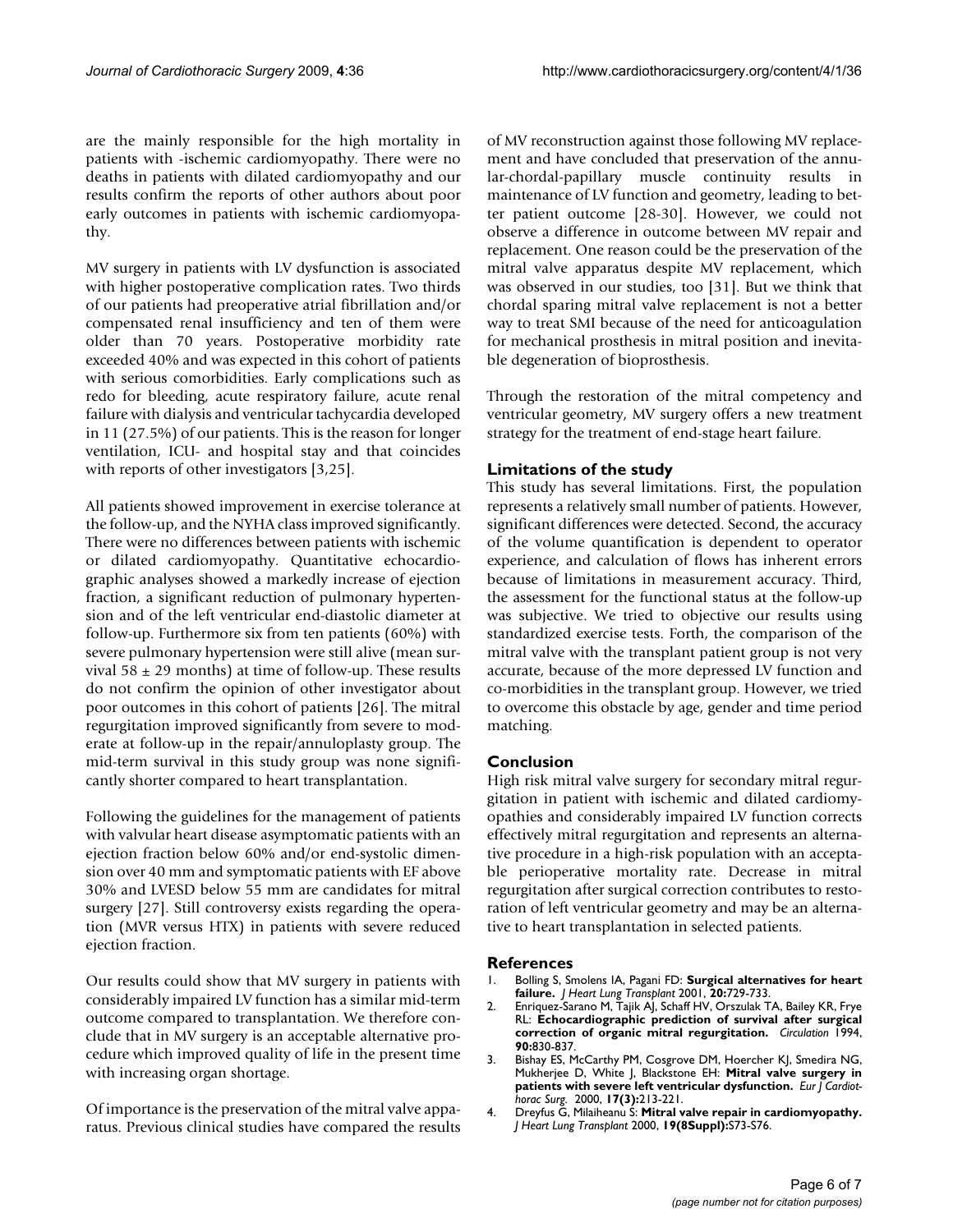are the mainly responsible for the high mortality in patients with -ischemic cardiomyopathy. There were no deaths in patients with dilated cardiomyopathy and our results confirm the reports of other authors about poor early outcomes in patients with ischemic cardiomyopathy.

MV surgery in patients with LV dysfunction is associated with higher postoperative complication rates. Two thirds of our patients had preoperative atrial fibrillation and/or compensated renal insufficiency and ten of them were older than 70 years. Postoperative morbidity rate exceeded 40% and was expected in this cohort of patients with serious comorbidities. Early complications such as redo for bleeding, acute respiratory failure, acute renal failure with dialysis and ventricular tachycardia developed in 11 (27.5%) of our patients. This is the reason for longer ventilation, ICU- and hospital stay and that coincides with reports of other investigators [3,25].

All patients showed improvement in exercise tolerance at the follow-up, and the NYHA class improved significantly. There were no differences between patients with ischemic or dilated cardiomyopathy. Quantitative echocardiographic analyses showed a markedly increase of ejection fraction, a significant reduction of pulmonary hypertension and of the left ventricular end-diastolic diameter at follow-up. Furthermore six from ten patients (60%) with severe pulmonary hypertension were still alive (mean survival $58 \pm 29$ months) at time of follow-up. These results do not confirm the opinion of other investigator about poor outcomes in this cohort of patients [26]. The mitral regurgitation improved significantly from severe to moderate at follow-up in the repair/annuloplasty group. The mid-term survival in this study group was none significantly shorter compared to heart transplantation.

Following the guidelines for the management of patients with valvular heart disease asymptomatic patients with an ejection fraction below 60% and/or end-systolic dimension over 40 mm and symptomatic patients with EF above 30% and LVESD below 55 mm are candidates for mitral surgery [27]. Still controversy exists regarding the operation (MVR versus HTX) in patients with severe reduced ejection fraction.

Our results could show that MV surgery in patients with considerably impaired LV function has a similar mid-term outcome compared to transplantation. We therefore conclude that in MV surgery is an acceptable alternative procedure which improved quality of life in the present time with increasing organ shortage.

Of importance is the preservation of the mitral valve apparatus. Previous clinical studies have compared the results of MV reconstruction against those following MV replacement and have concluded that preservation of the annular-chordal-papillary muscle continuity results in maintenance of LV function and geometry, leading to better patient outcome [28-30]. However, we could not observe a difference in outcome between MV repair and replacement. One reason could be the preservation of the mitral valve apparatus despite MV replacement, which was observed in our studies, too [31]. But we think that chordal sparing mitral valve replacement is not a better way to treat SMI because of the need for anticoagulation for mechanical prosthesis in mitral position and inevitable degeneration of bioprosthesis.

Through the restoration of the mitral competency and ventricular geometry, MV surgery offers a new treatment strategy for the treatment of end-stage heart failure.

## Limitations of the study

This study has several limitations. First, the population represents a relatively small number of patients. However, significant differences were detected. Second, the accuracy of the volume quantification is dependent to operator experience, and calculation of flows has inherent errors because of limitations in measurement accuracy. Third, the assessment for the functional status at the follow-up was subjective. We tried to objective our results using standardized exercise tests. Forth, the comparison of the mitral valve with the transplant patient group is not very accurate, because of the more depressed LV function and co-morbidities in the transplant group. However, we tried to overcome this obstacle by age, gender and time period matching.

## Conclusion

High risk mitral valve surgery for secondary mitral regurgitation in patient with ischemic and dilated cardiomyopathies and considerably impaired LV function corrects effectively mitral regurgitation and represents an alternative procedure in a high-risk population with an acceptable perioperative mortality rate. Decrease in mitral regurgitation after surgical correction contributes to restoration of left ventricular geometry and may be an alternative to heart transplantation in selected patients.

## References

1. Bolling S, Smolens IA, Pagani FD: **Surgical alternatives for heart failure.** *J Heart Lung Transplant* 2001, **20:**729-733.
2. Enriquez-Sarano M, Tajik AJ, Schaff HV, Orszulak TA, Bailey KR, Frye RL: **Echocardiographic prediction of survival after surgical correction of organic mitral regurgitation.** *Circulation* 1994, **90:**830-837.
3. Bishay ES, McCarthy PM, Cosgrove DM, Hoercher KJ, Smedira NG, Mukherjee D, White J, Blackstone EH: **Mitral valve surgery in patients with severe left ventricular dysfunction.** *Eur J Cardiothorac Surg.* 2000, **17(3):**213-221.
4. Dreyfus G, Milaiheanu S: **Mitral valve repair in cardiomyopathy.** *J Heart Lung Transplant* 2000, **19(8Suppl):**S73-S76.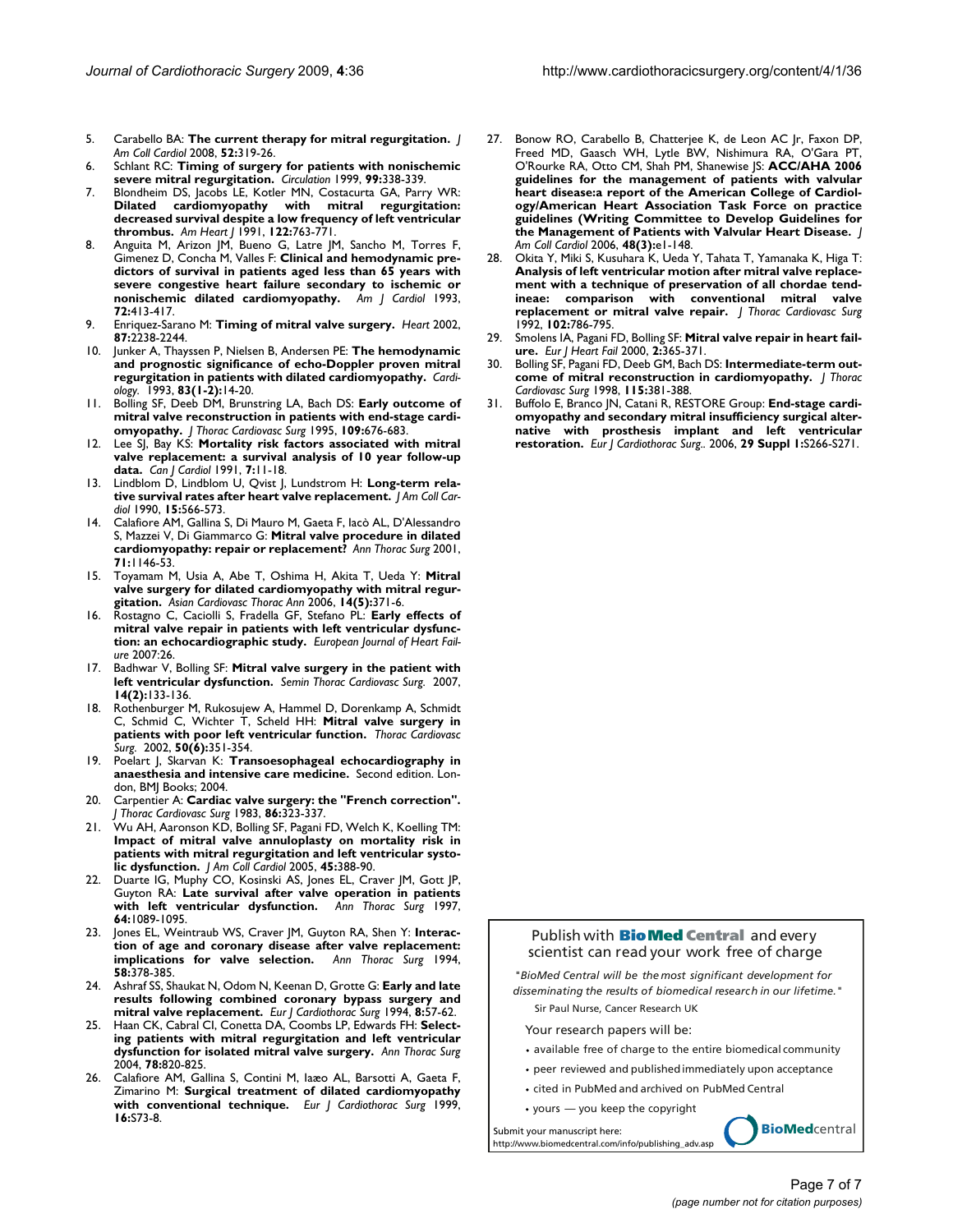5. Carabello BA: **The current therapy for mitral regurgitation.** *J Am Coll Cardiol* 2008, **52:**319-26.
6. Schlant RC: **Timing of surgery for patients with nonischemic severe mitral regurgitation.** *Circulation* 1999, **99:**338-339.
7. Blondheim DS, Jacobs LE, Kotler MN, Costacurta GA, Parry WR: **Dilated cardiomyopathy with mitral regurgitation: decreased survival despite a low frequency of left ventricular thrombus.** *Am Heart J* 1991, **122:**763-771.
8. Anguita M, Arizon JM, Bueno G, Latre JM, Sancho M, Torres F, Gimenez D, Concha M, Valles F: **Clinical and hemodynamic predictors of survival in patients aged less than 65 years with severe congestive heart failure secondary to ischemic or nonischemic dilated cardiomyopathy.** *Am J Cardiol* 1993, **72:**413-417.
9. Enriquez-Sarano M: **Timing of mitral valve surgery.** *Heart* 2002, **87:**2238-2244.
10. Junker A, Thayssen P, Nielsen B, Andersen PE: **The hemodynamic and prognostic significance of echo-Doppler proven mitral regurgitation in patients with dilated cardiomyopathy.** *Cardiology.* 1993, **83(1-2):**14-20.
11. Bolling SF, Deeb DM, Brunstring LA, Bach DS: **Early outcome of mitral valve reconstruction in patients with end-stage cardiomyopathy.** *J Thorac Cardiovasc Surg* 1995, **109:**676-683.
12. Lee SJ, Bay KS: **Mortality risk factors associated with mitral valve replacement: a survival analysis of 10 year follow-up data.** *Can J Cardiol* 1991, **7:**11-18.
13. Lindblom D, Lindblom U, Qvist J, Lundstrom H: **Long-term relative survival rates after heart valve replacement.** *J Am Coll Cardiol* 1990, **15:**566-573.
14. Calafiore AM, Gallina S, Di Mauro M, Gaeta F, Iacò AL, D'Alessandro S, Mazzei V, Di Giammarco G: **Mitral valve procedure in dilated cardiomyopathy: repair or replacement?** *Ann Thorac Surg* 2001, **71:**1146-53.
15. Toyamam M, Usia A, Abe T, Oshima H, Akita T, Ueda Y: **Mitral valve surgery for dilated cardiomyopathy with mitral regurgitation.** *Asian Cardiovasc Thorac Ann* 2006, **14(5):**371-6.
16. Rostagno C, Caciolli S, Fradella GF, Stefano PL: **Early effects of mitral valve repair in patients with left ventricular dysfunction: an echocardiographic study.** *European Journal of Heart Failure* 2007:26.
17. Badhwar V, Bolling SF: **Mitral valve surgery in the patient with left ventricular dysfunction.** *Semin Thorac Cardiovasc Surg.* 2007, **14(2):**133-136.
18. Rothenburger M, Rukosujew A, Hammel D, Dorenkamp A, Schmidt C, Schmid C, Wichter T, Scheld HH: **Mitral valve surgery in patients with poor left ventricular function.** *Thorac Cardiovasc Surg.* 2002, **50(6):**351-354.
19. Poelart J, Skarvan K: **Transoesophageal echocardiography in anaesthesia and intensive care medicine.** Second edition. London, BMJ Books; 2004.
20. Carpentier A: **Cardiac valve surgery: the "French correction".** *J Thorac Cardiovasc Surg* 1983, **86:**323-337.
21. Wu AH, Aaronson KD, Bolling SF, Pagani FD, Welch K, Koelling TM: **Impact of mitral valve annuloplasty on mortality risk in patients with mitral regurgitation and left ventricular systolic dysfunction.** *J Am Coll Cardiol* 2005, **45:**388-90.
22. Duarte IG, Muphy CO, Kosinski AS, Jones EL, Craver JM, Gott JP, Guyton RA: **Late survival after valve operation in patients with left ventricular dysfunction.** *Ann Thorac Surg* 1997, **64:**1089-1095.
23. Jones EL, Weintraub WS, Craver JM, Guyton RA, Shen Y: **Interaction of age and coronary disease after valve replacement: implications for valve selection.** *Ann Thorac Surg* 1994, **58:**378-385.
24. Ashraf SS, Shaukat N, Odom N, Keenan D, Grotte G: **Early and late results following combined coronary bypass surgery and mitral valve replacement.** *Eur J Cardiothorac Surg* 1994, **8:**57-62.
25. Haan CK, Cabral CI, Conetta DA, Coombs LP, Edwards FH: **Selecting patients with mitral regurgitation and left ventricular dysfunction for isolated mitral valve surgery.** *Ann Thorac Surg* 2004, **78:**820-825.
26. Calafiore AM, Gallina S, Contini M, Iaæo AL, Barsotti A, Gaeta F, Zimarino M: **Surgical treatment of dilated cardiomyopathy with conventional technique.** *Eur J Cardiothorac Surg* 1999, **16:**S73-8.
27. Bonow RO, Carabello B, Chatterjee K, de Leon AC Jr, Faxon DP, Freed MD, Gaasch WH, Lytle BW, Nishimura RA, O'Gara PT, O'Rourke RA, Otto CM, Shah PM, Shanewise JS: **ACC/AHA 2006 guidelines for the management of patients with valvular heart disease:a report of the American College of Cardiology/American Heart Association Task Force on practice guidelines (Writing Committee to Develop Guidelines for the Management of Patients with Valvular Heart Disease.** *J Am Coll Cardiol* 2006, **48(3):**e1-148.
28. Okita Y, Miki S, Kusuhara K, Ueda Y, Tahata T, Yamanaka K, Higa T: **Analysis of left ventricular motion after mitral valve replacement with a technique of preservation of all chordae tendineae: comparison with conventional mitral valve replacement or mitral valve repair.** *J Thorac Cardiovasc Surg* 1992, **102:**786-795.
29. Smolens IA, Pagani FD, Bolling SF: **Mitral valve repair in heart failure.** *Eur J Heart Fail* 2000, **2:**365-371.
30. Bolling SF, Pagani FD, Deeb GM, Bach DS: **Intermediate-term outcome of mitral reconstruction in cardiomyopathy.** *J Thorac Cardiovasc Surg* 1998, **115:**381-388.
31. Buffolo E, Branco JN, Catani R, RESTORE Group: **End-stage cardiomyopathy and secondary mitral insufficiency surgical alternative with prosthesis implant and left ventricular restoration.** *Eur J Cardiothorac Surg.* 2006, **29 Suppl 1:**S266-S271.

Publish with **BioMed Central** and every scientist can read your work free of charge

*"BioMed Central will be the most significant development for disseminating the results of biomedical research in our lifetime."*

Sir Paul Nurse, Cancer Research UK

Your research papers will be:

- available free of charge to the entire biomedical community
- peer reviewed and published immediately upon acceptance
- cited in PubMed and archived on PubMed Central
- yours — you keep the copyright

Submit your manuscript here:
http://www.biomedcentral.com/info/publishing_adv.asp

**BioMed**central